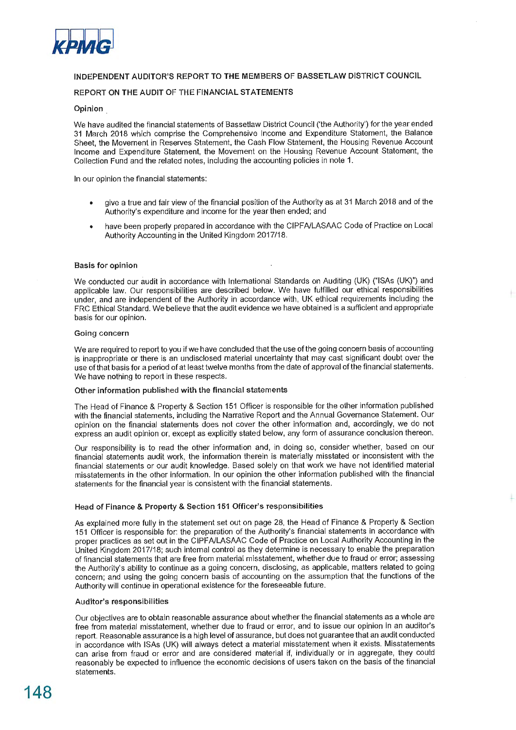# INDEPENDENT AUDITOR'S REPORT TO THE MEMBERS OF BASSETLAW DISTRICT COUNCIL

## REPORT ON THE AUDIT OF THE FINANCIAL STATEMENTS

### Opinion

We have audited the financial statements of Bassetlaw District Council ('the Authority') for the year ended 31 March 2018 which comprise the Comprehensive Income and Expenditure Statement, the Balance Sheet, the Movement in Reserves Statement, the Cash Flow Statement, the Housing Revenue Account Income and Expenditure Statement, the Movement on the Housing Revenue Account Statement, the Collection Fund and the related notes, including the accounting policies in note 1.

In our opinion the financial statements:

- give a true and fair view of the financial position of the Authority as at 31 March 2018 and of the Authority's expenditure and income for the year then ended; and
- have been properly prepared in accordance with the CIPFA/LASAAC Code of Practice on Local Authority Accounting in the United Kingdom 2017/18.

### Basis for opinion

We conducted our audit in accordance with International Standards on Auditing (UK) ("ISAs (UK)") and applicable law. Our responsibilities are described below. We have fulfilled our ethical responsibilities under, and are independent of the Authority in accordance with, UK ethical requirements including the FRC Ethical Standard. We believe that the audit evidence we have obtained is a sufficient and appropriate basis for our opinion.

### Going concern

We are required to report to you if we have concluded that the use of the going concern basis of accounting is inappropriate or there is an undisclosed material uncertainty that may cast significant doubt over the use of that basis for a period of at least twelve months from the date of approval of the financial statements. We have nothing to report in these respects.

### Other information published with the financial statements

The Head of Finance & Property & Section 151 Officer is responsible for the other information published with the financial statements, including the Narrative Report and the Annual Governance Statement. Our opinion on the financial statements does not cover the other information and, accordingly, we do not express an audit opinion or, except as explicitly stated below, any form of assurance conclusion thereon.

Our responsibility is to read the other information and, in doing so, consider whether, based on our financial statements audit work, the information therein is materially misstated or inconsistent with the financial statements or our audit knowledge. Based solely on that work we have not identified material misstatements in the other information. In our opinion the other information published with the financial statements for the financial year is consistent with the financial statements.

### Head of Finance & Property & Section 151 Officer's responsibilities

As explained more fully in the statement set out on page 28, the Head of Finance & Property & Section 151 Officer is responsible for: the preparation of the Authority's financial statements in accordance with proper practices as set out in the CIPFA/LASAAC Code of Practice on Local Authority Accounting in the United Kingdom 2017/18; such internal control as they determine is necessary to enable the preparation of financial statements that are free from material misstatement, whether due to fraud or error; assessing the Authority's ability to continue as a going concern, disclosing, as applicable, matters related to going concern; and using the going concern basis of accounting on the assumption that the functions of the Authority will continue in operational existence for the foreseeable future.

### Auditor's responsibilities

Our objectives are to obtain reasonable assurance about whether the financial statements as a whole are free from material misstatement, whether due to fraud or error, and to issue our opinion in an auditor's report. Reasonable assurance is a high level of assurance, but does not guarantee that an audit conducted in accordance with ISAs (UK) will always detect a material misstatement when it exists. Misstatements can arise from fraud or error and are considered material if, individually or in aggregate, they could reasonably be expected to influence the economic decisions of users taken on the basis of the financial statements.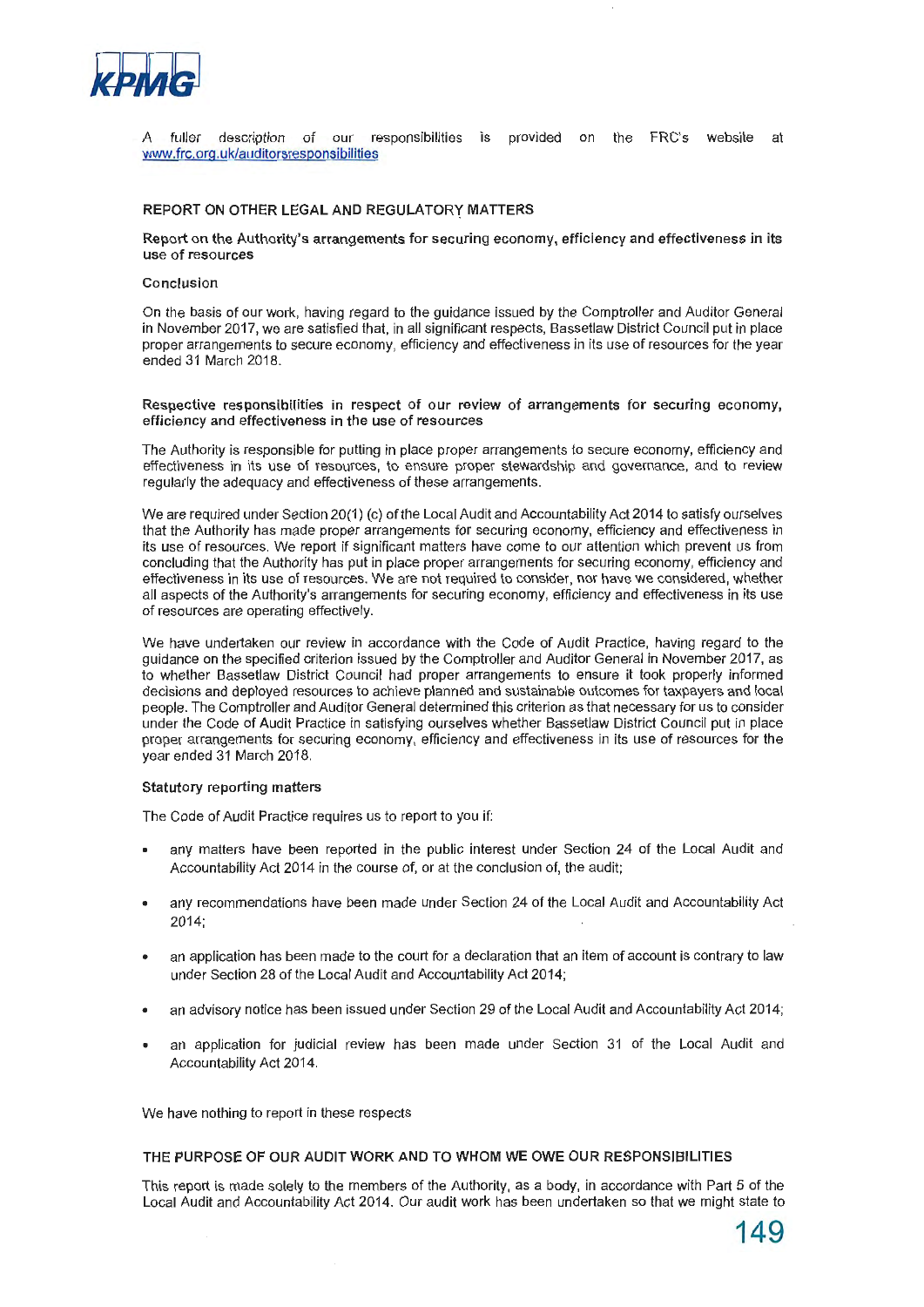A fuller description of our responsibilities is provided on the FRC's website at www.frc.org.uk/auditorsresponsibilities

## REPORT ON OTHER LEGAL AND REGULATORY MATTERS

### Report on the Authority's arrangements for securing economy, efficiency and effectiveness in its use of resources

#### Conclusion

On the basis of our work, having regard to the guidance issued by the Comptroller and Auditor General in November 2017, we are satisfied that, in all significant respects, Bassetlaw District Council put in place proper arrangements to secure economy, efficiency and effectiveness in its use of resources for the year ended 31 March 2018.

#### Respective responsibilities in respect of our review of arrangements for securing economy, efficiency and effectiveness in the use of resources

The Authority is responsible for putting in place proper arrangements to secure economy, efficiency and effectiveness in its use of resources, to ensure proper stewardship and governance, and to review regularly the adequacy and effectiveness of these arrangements.

We are required under Section 20(1) (c) of the Local Audit and Accountability Act 2014 to satisfy ourselves that the Authority has made proper arrangements for securing economy, efficiency and effectiveness in its use of resources. We report if significant matters have come to our attention which prevent us from concluding that the Authority has put in place proper arrangements for securing economy, efficiency and effectiveness in its use of resources. We are not required to consider, nor have we considered, whether all aspects of the Authority's arrangements for securing economy, efficiency and effectiveness in its use of resources are operating effectively.

We have undertaken our review in accordance with the Code of Audit Practice, having regard to the guidance on the specified criterion issued by the Comptroller and Auditor General in November 2017, as to whether Bassetlaw District Council had proper arrangements to ensure it took properly informed decisions and deployed resources to achieve planned and sustainable outcomes for taxpayers and local people. The Comptroller and Auditor General determined this criterion as that necessary for us to consider under the Code of Audit Practice in satisfying ourselves whether Bassetlaw District Council put in place proper arrangements for securing economy, efficiency and effectiveness in its use of resources for the year ended 31 March 2018.

#### Statutory reporting matters

The Code of Audit Practice requires us to report to you if:

- any matters have been reported in the public interest under Section 24 of the Local Audit and Accountability Act 2014 in the course of, or at the conclusion of, the audit;
- any recommendations have been made under Section 24 of the Local Audit and Accountability Act 2014;
- an application has been made to the court for a declaration that an item of account is contrary to law under Section 28 of the Local Audit and Accountability Act 2014;
- an advisory notice has been issued under Section 29 of the Local Audit and Accountability Act 2014;
- an application for judicial review has been made under Section 31 of the Local Audit and Accountability Act 2014.

We have nothing to report in these respects

## THE PURPOSE OF OUR AUDIT WORK AND TO WHOM WE OWE OUR RESPONSIBILITIES

This report is made solely to the members of the Authority, as a body, in accordance with Part 5 of the Local Audit and Accountability Act 2014. Our audit work has been undertaken so that we might state to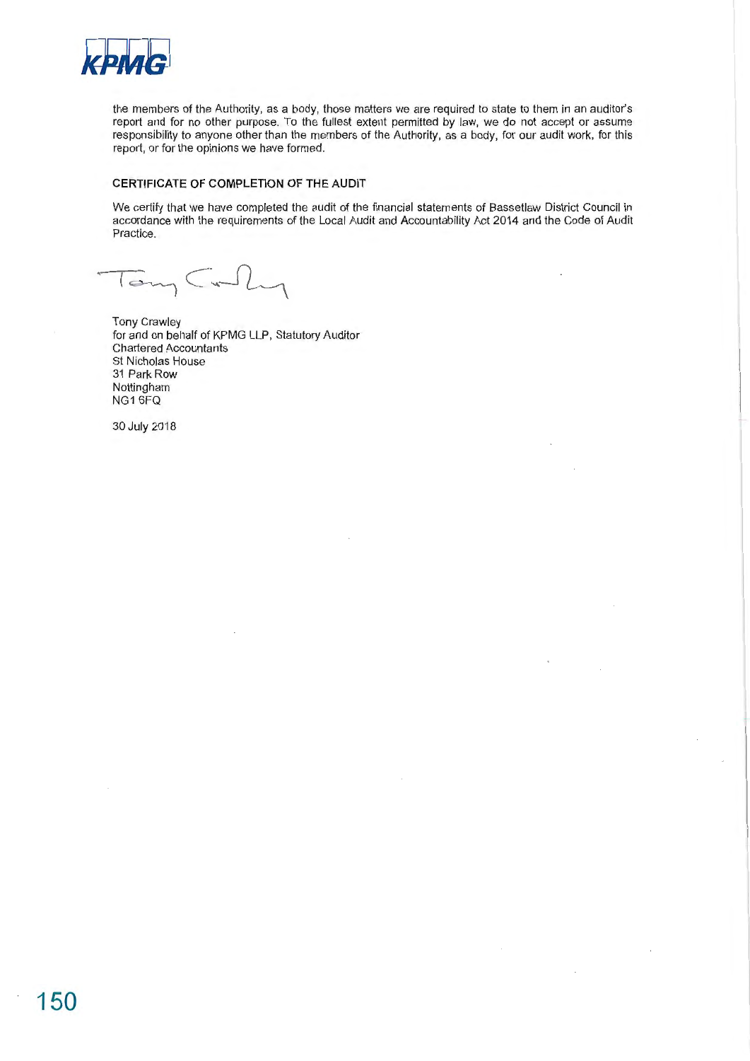the members of the Authority, as a body, those matters we are required to state to them in an auditor's report and for no other purpose. To the fullest extent permitted by law, we do not accept or assume responsibility to anyone other than the members of the Authority, as a body, for our audit work, for this report, or for the opinions we have formed.

**CERTIFICATE OF COMPLETION OF THE AUDIT**

We certify that we have completed the audit of the financial statements of Bassetlaw District Council in accordance with the requirements of the Local Audit and Accountability Act 2014 and the Code of Audit Practice.

Tony Crawley
for and on behalf of KPMG LLP, Statutory Auditor
Chartered Accountants
St Nicholas House
31 Park Row
Nottingham
NG1 6FQ

30 July 2018